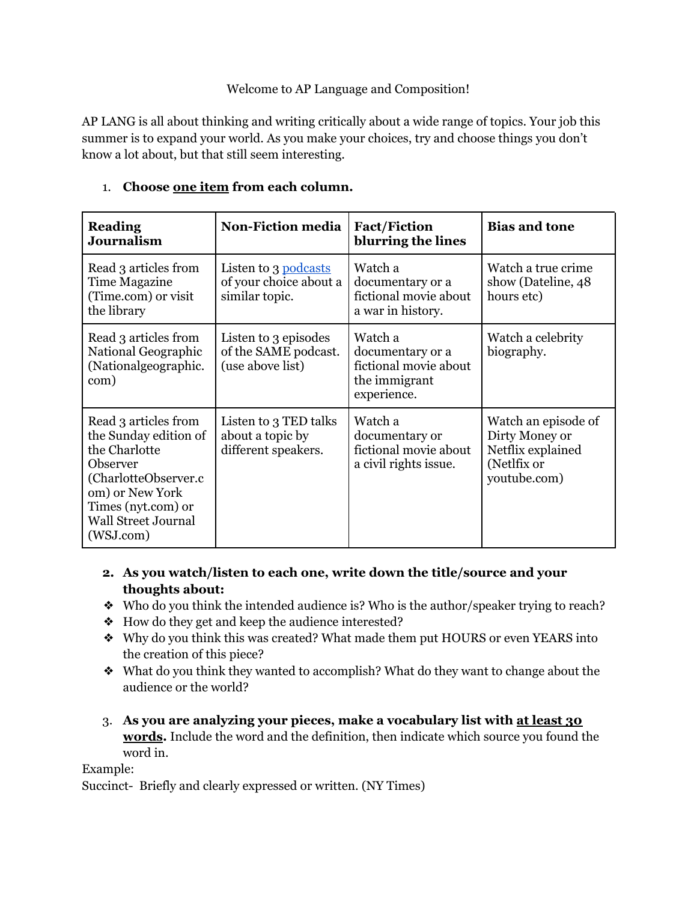Welcome to AP Language and Composition!

AP LANG is all about thinking and writing critically about a wide range of topics. Your job this summer is to expand your world. As you make your choices, try and choose things you don't know a lot about, but that still seem interesting.

1. **Choose one item from each column.**

| **Reading Journalism** | **Non-Fiction media** | **Fact/Fiction blurring the lines** | **Bias and tone** |
|---|---|---|---|
| Read 3 articles from Time Magazine (Time.com) or visit the library | Listen to 3 podcasts of your choice about a similar topic. | Watch a documentary or a fictional movie about a war in history. | Watch a true crime show (Dateline, 48 hours etc) |
| Read 3 articles from National Geographic (Nationalgeographic.com) | Listen to 3 episodes of the SAME podcast. (use above list) | Watch a documentary or a fictional movie about the immigrant experience. | Watch a celebrity biography. |
| Read 3 articles from the Sunday edition of the Charlotte Observer (CharlotteObserver.com) or New York Times (nyt.com) or Wall Street Journal (WSJ.com) | Listen to 3 TED talks about a topic by different speakers. | Watch a documentary or fictional movie about a civil rights issue. | Watch an episode of Dirty Money or Netflix explained (Netlfix or youtube.com) |

2. **As you watch/listen to each one, write down the title/source and your thoughts about:**

- Who do you think the intended audience is? Who is the author/speaker trying to reach?
- How do they get and keep the audience interested?
- Why do you think this was created? What made them put HOURS or even YEARS into the creation of this piece?
- What do you think they wanted to accomplish? What do they want to change about the audience or the world?

3. **As you are analyzing your pieces, make a vocabulary list with at least 30 words.** Include the word and the definition, then indicate which source you found the word in.

Example:
Succinct- Briefly and clearly expressed or written. (NY Times)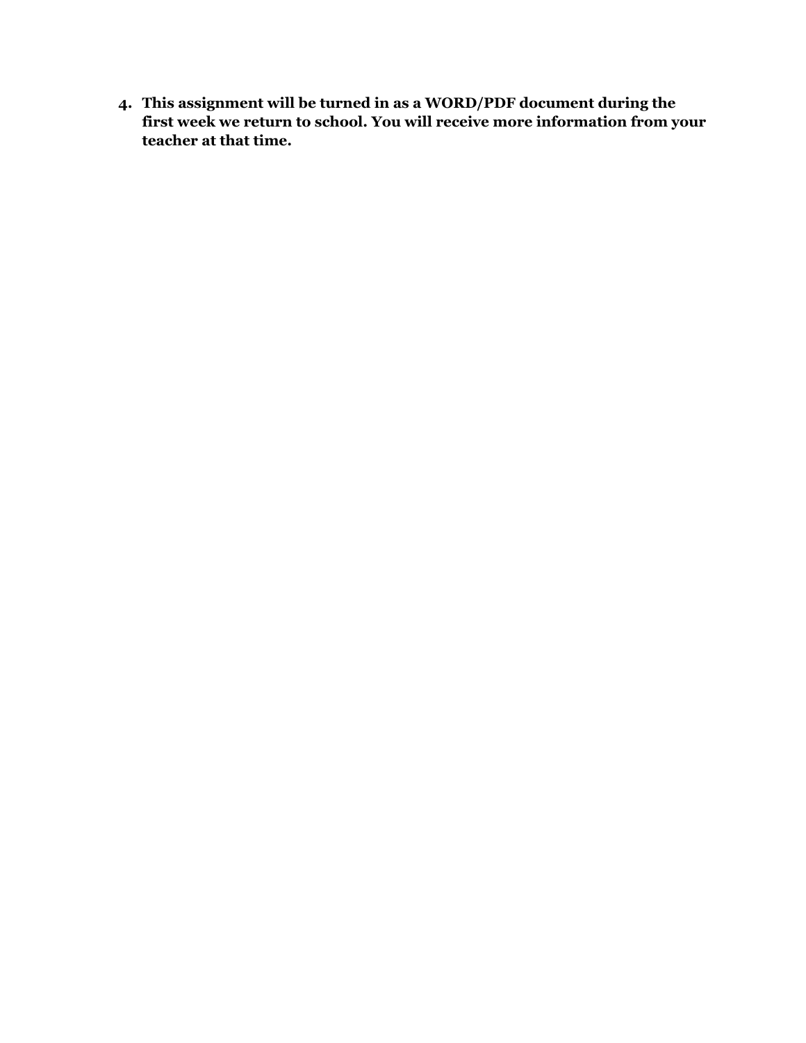4. **This assignment will be turned in as a WORD/PDF document during the first week we return to school. You will receive more information from your teacher at that time.**